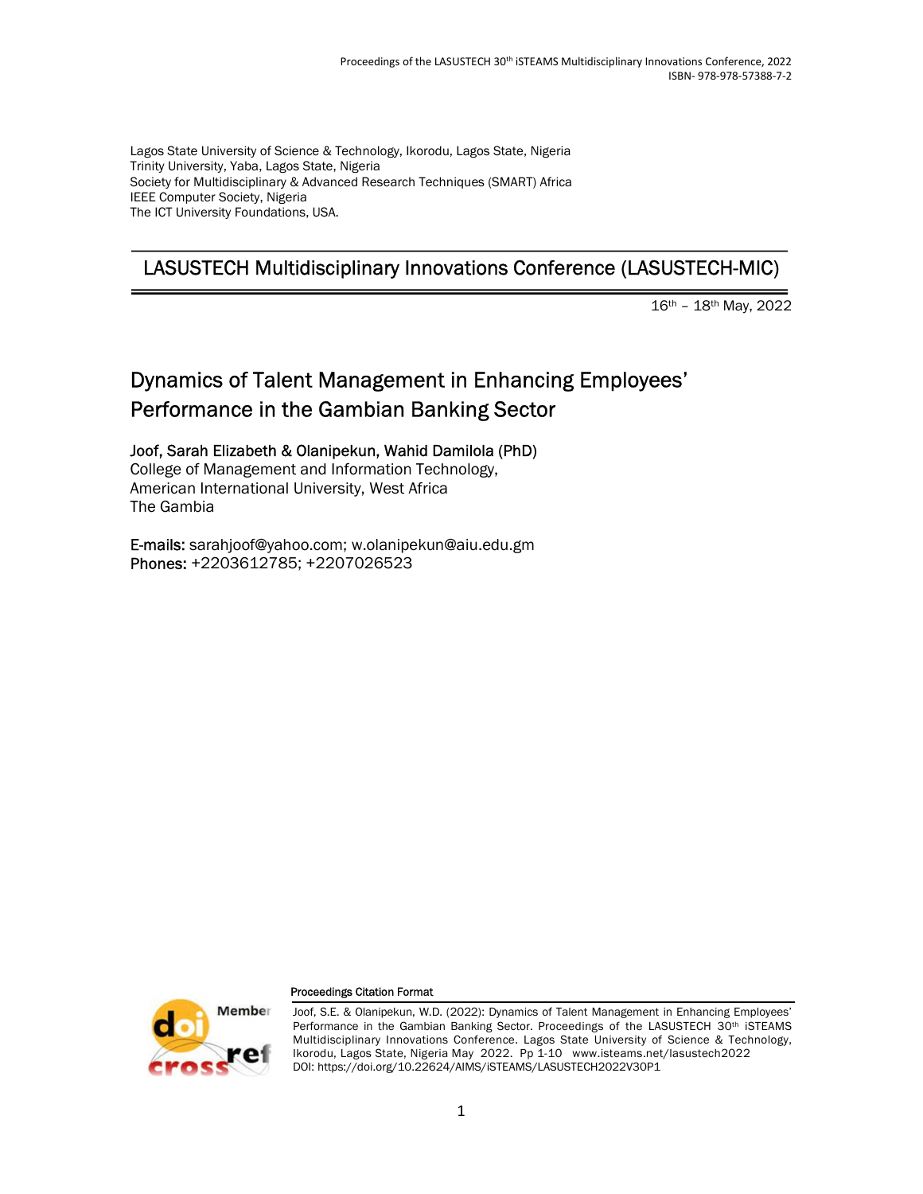Lagos State University of Science & Technology, Ikorodu, Lagos State, Nigeria
Trinity University, Yaba, Lagos State, Nigeria
Society for Multidisciplinary & Advanced Research Techniques (SMART) Africa
IEEE Computer Society, Nigeria
The ICT University Foundations, USA.

## LASUSTECH Multidisciplinary Innovations Conference (LASUSTECH-MIC)

16th – 18th May, 2022

# Dynamics of Talent Management in Enhancing Employees' Performance in the Gambian Banking Sector

**Joof, Sarah Elizabeth & Olanipekun, Wahid Damilola (PhD)**
College of Management and Information Technology,
American International University, West Africa
The Gambia

**E-mails:** sarahjoof@yahoo.com; w.olanipekun@aiu.edu.gm
**Phones:** +2203612785; +2207026523

**Proceedings Citation Format**

Joof, S.E. & Olanipekun, W.D. (2022): Dynamics of Talent Management in Enhancing Employees' Performance in the Gambian Banking Sector. Proceedings of the LASUSTECH 30th iSTEAMS Multidisciplinary Innovations Conference. Lagos State University of Science & Technology, Ikorodu, Lagos State, Nigeria May 2022. Pp 1-10 www.isteams.net/lasustech2022
DOI: https://doi.org/10.22624/AIMS/iSTEAMS/LASUSTECH2022V30P1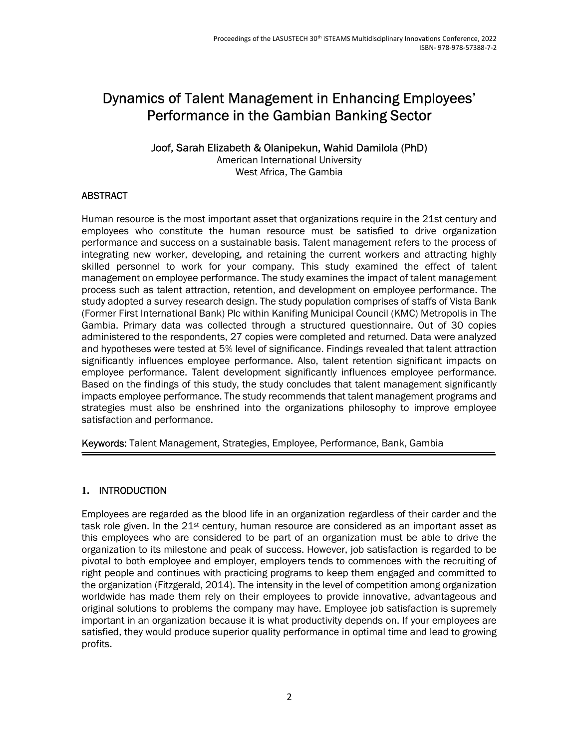# Dynamics of Talent Management in Enhancing Employees' Performance in the Gambian Banking Sector

**Joof, Sarah Elizabeth & Olanipekun, Wahid Damilola (PhD)**
American International University
West Africa, The Gambia

## ABSTRACT

Human resource is the most important asset that organizations require in the 21st century and employees who constitute the human resource must be satisfied to drive organization performance and success on a sustainable basis. Talent management refers to the process of integrating new worker, developing, and retaining the current workers and attracting highly skilled personnel to work for your company. This study examined the effect of talent management on employee performance. The study examines the impact of talent management process such as talent attraction, retention, and development on employee performance. The study adopted a survey research design. The study population comprises of staffs of Vista Bank (Former First International Bank) Plc within Kanifing Municipal Council (KMC) Metropolis in The Gambia. Primary data was collected through a structured questionnaire. Out of 30 copies administered to the respondents, 27 copies were completed and returned. Data were analyzed and hypotheses were tested at 5% level of significance. Findings revealed that talent attraction significantly influences employee performance. Also, talent retention significant impacts on employee performance. Talent development significantly influences employee performance. Based on the findings of this study, the study concludes that talent management significantly impacts employee performance. The study recommends that talent management programs and strategies must also be enshrined into the organizations philosophy to improve employee satisfaction and performance.

**Keywords:** Talent Management, Strategies, Employee, Performance, Bank, Gambia

## 1. INTRODUCTION

Employees are regarded as the blood life in an organization regardless of their carder and the task role given. In the 21st century, human resource are considered as an important asset as this employees who are considered to be part of an organization must be able to drive the organization to its milestone and peak of success. However, job satisfaction is regarded to be pivotal to both employee and employer, employers tends to commences with the recruiting of right people and continues with practicing programs to keep them engaged and committed to the organization (Fitzgerald, 2014). The intensity in the level of competition among organization worldwide has made them rely on their employees to provide innovative, advantageous and original solutions to problems the company may have. Employee job satisfaction is supremely important in an organization because it is what productivity depends on. If your employees are satisfied, they would produce superior quality performance in optimal time and lead to growing profits.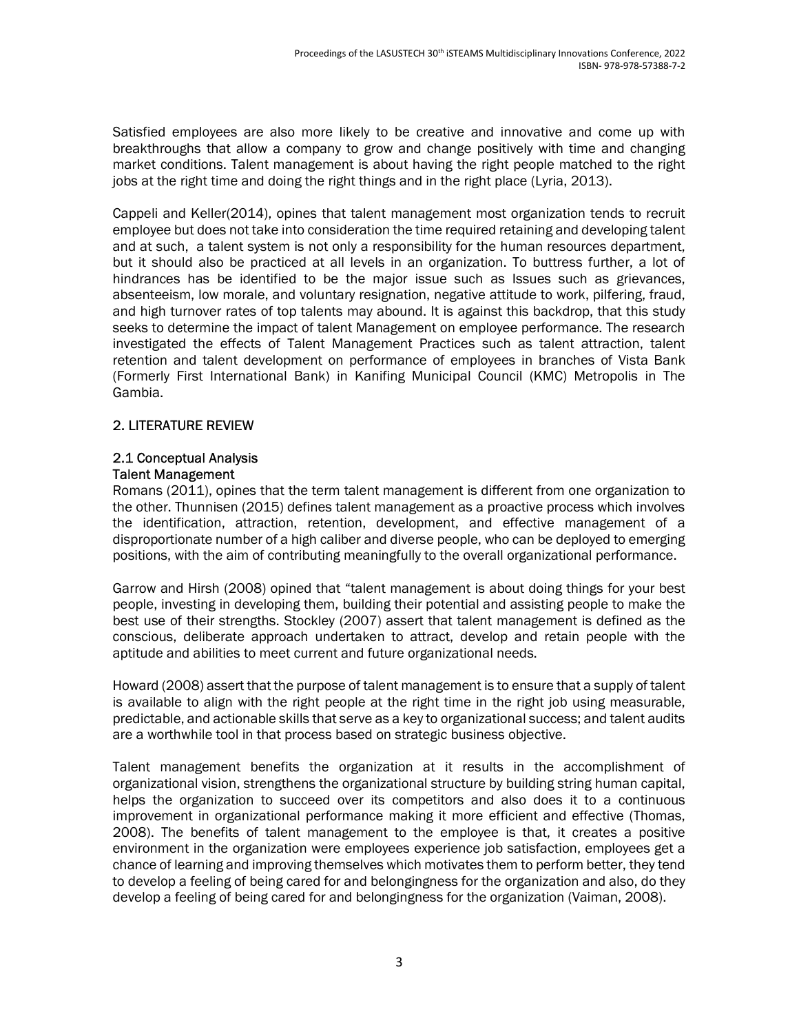Satisfied employees are also more likely to be creative and innovative and come up with breakthroughs that allow a company to grow and change positively with time and changing market conditions. Talent management is about having the right people matched to the right jobs at the right time and doing the right things and in the right place (Lyria, 2013).

Cappeli and Keller(2014), opines that talent management most organization tends to recruit employee but does not take into consideration the time required retaining and developing talent and at such, a talent system is not only a responsibility for the human resources department, but it should also be practiced at all levels in an organization. To buttress further, a lot of hindrances has be identified to be the major issue such as Issues such as grievances, absenteeism, low morale, and voluntary resignation, negative attitude to work, pilfering, fraud, and high turnover rates of top talents may abound. It is against this backdrop, that this study seeks to determine the impact of talent Management on employee performance. The research investigated the effects of Talent Management Practices such as talent attraction, talent retention and talent development on performance of employees in branches of Vista Bank (Formerly First International Bank) in Kanifing Municipal Council (KMC) Metropolis in The Gambia.

## 2. LITERATURE REVIEW

### 2.1 Conceptual Analysis

#### Talent Management

Romans (2011), opines that the term talent management is different from one organization to the other. Thunnisen (2015) defines talent management as a proactive process which involves the identification, attraction, retention, development, and effective management of a disproportionate number of a high caliber and diverse people, who can be deployed to emerging positions, with the aim of contributing meaningfully to the overall organizational performance.

Garrow and Hirsh (2008) opined that "talent management is about doing things for your best people, investing in developing them, building their potential and assisting people to make the best use of their strengths. Stockley (2007) assert that talent management is defined as the conscious, deliberate approach undertaken to attract, develop and retain people with the aptitude and abilities to meet current and future organizational needs.

Howard (2008) assert that the purpose of talent management is to ensure that a supply of talent is available to align with the right people at the right time in the right job using measurable, predictable, and actionable skills that serve as a key to organizational success; and talent audits are a worthwhile tool in that process based on strategic business objective.

Talent management benefits the organization at it results in the accomplishment of organizational vision, strengthens the organizational structure by building string human capital, helps the organization to succeed over its competitors and also does it to a continuous improvement in organizational performance making it more efficient and effective (Thomas, 2008). The benefits of talent management to the employee is that, it creates a positive environment in the organization were employees experience job satisfaction, employees get a chance of learning and improving themselves which motivates them to perform better, they tend to develop a feeling of being cared for and belongingness for the organization and also, do they develop a feeling of being cared for and belongingness for the organization (Vaiman, 2008).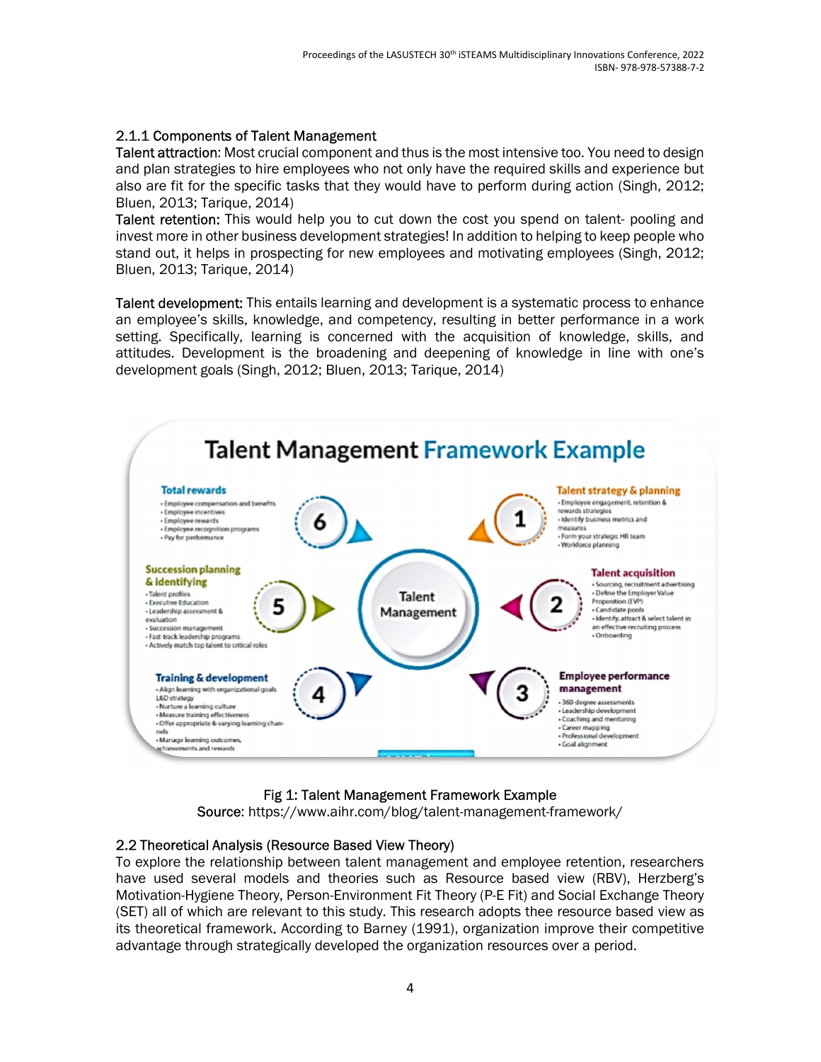### 2.1.1 Components of Talent Management

**Talent attraction:** Most crucial component and thus is the most intensive too. You need to design and plan strategies to hire employees who not only have the required skills and experience but also are fit for the specific tasks that they would have to perform during action (Singh, 2012; Bluen, 2013; Tarique, 2014)

**Talent retention:** This would help you to cut down the cost you spend on talent- pooling and invest more in other business development strategies! In addition to helping to keep people who stand out, it helps in prospecting for new employees and motivating employees (Singh, 2012; Bluen, 2013; Tarique, 2014)

**Talent development:** This entails learning and development is a systematic process to enhance an employee's skills, knowledge, and competency, resulting in better performance in a work setting. Specifically, learning is concerned with the acquisition of knowledge, skills, and attitudes. Development is the broadening and deepening of knowledge in line with one's development goals (Singh, 2012; Bluen, 2013; Tarique, 2014)

Fig 1: Talent Management Framework Example
Source: https://www.aihr.com/blog/talent-management-framework/

### 2.2 Theoretical Analysis (Resource Based View Theory)

To explore the relationship between talent management and employee retention, researchers have used several models and theories such as Resource based view (RBV), Herzberg's Motivation-Hygiene Theory, Person-Environment Fit Theory (P-E Fit) and Social Exchange Theory (SET) all of which are relevant to this study. This research adopts thee resource based view as its theoretical framework. According to Barney (1991), organization improve their competitive advantage through strategically developed the organization resources over a period.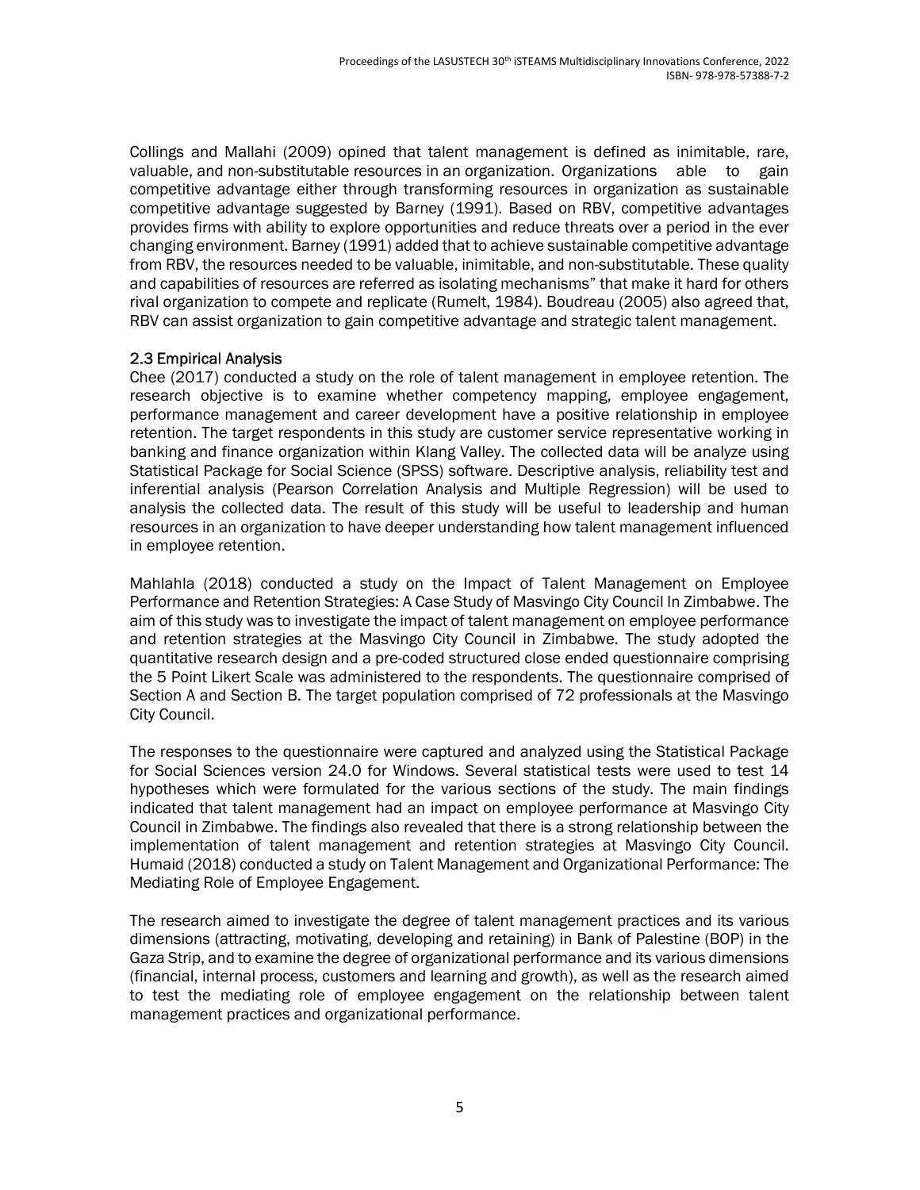Collings and Mallahi (2009) opined that talent management is defined as inimitable, rare, valuable, and non-substitutable resources in an organization. Organizations able to gain competitive advantage either through transforming resources in organization as sustainable competitive advantage suggested by Barney (1991). Based on RBV, competitive advantages provides firms with ability to explore opportunities and reduce threats over a period in the ever changing environment. Barney (1991) added that to achieve sustainable competitive advantage from RBV, the resources needed to be valuable, inimitable, and non-substitutable. These quality and capabilities of resources are referred as isolating mechanisms" that make it hard for others rival organization to compete and replicate (Rumelt, 1984). Boudreau (2005) also agreed that, RBV can assist organization to gain competitive advantage and strategic talent management.

## 2.3 Empirical Analysis

Chee (2017) conducted a study on the role of talent management in employee retention. The research objective is to examine whether competency mapping, employee engagement, performance management and career development have a positive relationship in employee retention. The target respondents in this study are customer service representative working in banking and finance organization within Klang Valley. The collected data will be analyze using Statistical Package for Social Science (SPSS) software. Descriptive analysis, reliability test and inferential analysis (Pearson Correlation Analysis and Multiple Regression) will be used to analysis the collected data. The result of this study will be useful to leadership and human resources in an organization to have deeper understanding how talent management influenced in employee retention.

Mahlahla (2018) conducted a study on the Impact of Talent Management on Employee Performance and Retention Strategies: A Case Study of Masvingo City Council In Zimbabwe. The aim of this study was to investigate the impact of talent management on employee performance and retention strategies at the Masvingo City Council in Zimbabwe. The study adopted the quantitative research design and a pre-coded structured close ended questionnaire comprising the 5 Point Likert Scale was administered to the respondents. The questionnaire comprised of Section A and Section B. The target population comprised of 72 professionals at the Masvingo City Council.

The responses to the questionnaire were captured and analyzed using the Statistical Package for Social Sciences version 24.0 for Windows. Several statistical tests were used to test 14 hypotheses which were formulated for the various sections of the study. The main findings indicated that talent management had an impact on employee performance at Masvingo City Council in Zimbabwe. The findings also revealed that there is a strong relationship between the implementation of talent management and retention strategies at Masvingo City Council. Humaid (2018) conducted a study on Talent Management and Organizational Performance: The Mediating Role of Employee Engagement.

The research aimed to investigate the degree of talent management practices and its various dimensions (attracting, motivating, developing and retaining) in Bank of Palestine (BOP) in the Gaza Strip, and to examine the degree of organizational performance and its various dimensions (financial, internal process, customers and learning and growth), as well as the research aimed to test the mediating role of employee engagement on the relationship between talent management practices and organizational performance.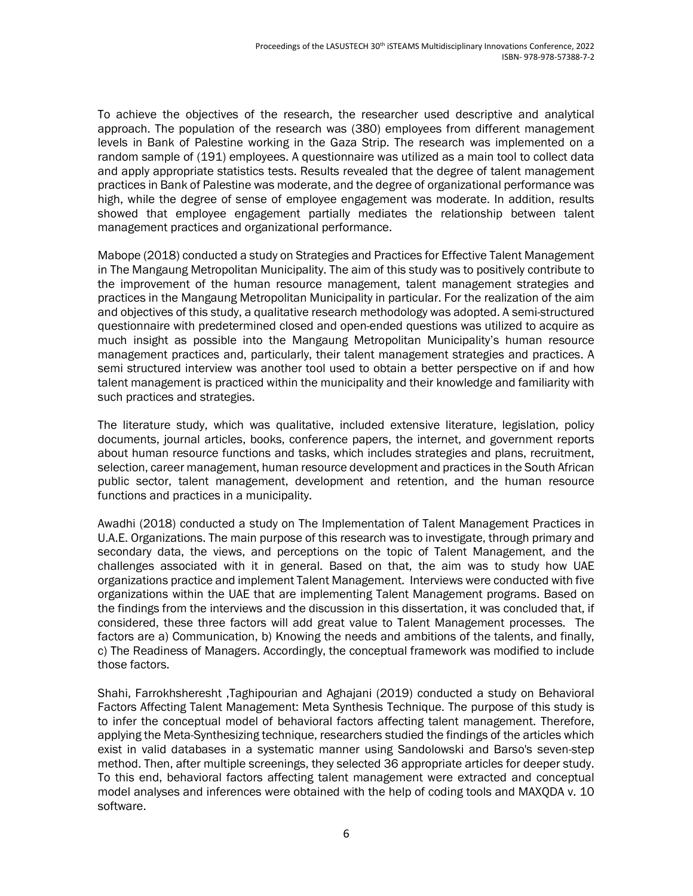To achieve the objectives of the research, the researcher used descriptive and analytical approach. The population of the research was (380) employees from different management levels in Bank of Palestine working in the Gaza Strip. The research was implemented on a random sample of (191) employees. A questionnaire was utilized as a main tool to collect data and apply appropriate statistics tests. Results revealed that the degree of talent management practices in Bank of Palestine was moderate, and the degree of organizational performance was high, while the degree of sense of employee engagement was moderate. In addition, results showed that employee engagement partially mediates the relationship between talent management practices and organizational performance.

Mabope (2018) conducted a study on Strategies and Practices for Effective Talent Management in The Mangaung Metropolitan Municipality. The aim of this study was to positively contribute to the improvement of the human resource management, talent management strategies and practices in the Mangaung Metropolitan Municipality in particular. For the realization of the aim and objectives of this study, a qualitative research methodology was adopted. A semi-structured questionnaire with predetermined closed and open-ended questions was utilized to acquire as much insight as possible into the Mangaung Metropolitan Municipality's human resource management practices and, particularly, their talent management strategies and practices. A semi structured interview was another tool used to obtain a better perspective on if and how talent management is practiced within the municipality and their knowledge and familiarity with such practices and strategies.

The literature study, which was qualitative, included extensive literature, legislation, policy documents, journal articles, books, conference papers, the internet, and government reports about human resource functions and tasks, which includes strategies and plans, recruitment, selection, career management, human resource development and practices in the South African public sector, talent management, development and retention, and the human resource functions and practices in a municipality.

Awadhi (2018) conducted a study on The Implementation of Talent Management Practices in U.A.E. Organizations. The main purpose of this research was to investigate, through primary and secondary data, the views, and perceptions on the topic of Talent Management, and the challenges associated with it in general. Based on that, the aim was to study how UAE organizations practice and implement Talent Management. Interviews were conducted with five organizations within the UAE that are implementing Talent Management programs. Based on the findings from the interviews and the discussion in this dissertation, it was concluded that, if considered, these three factors will add great value to Talent Management processes. The factors are a) Communication, b) Knowing the needs and ambitions of the talents, and finally, c) The Readiness of Managers. Accordingly, the conceptual framework was modified to include those factors.

Shahi, Farrokhsheresht ,Taghipourian and Aghajani (2019) conducted a study on Behavioral Factors Affecting Talent Management: Meta Synthesis Technique. The purpose of this study is to infer the conceptual model of behavioral factors affecting talent management. Therefore, applying the Meta-Synthesizing technique, researchers studied the findings of the articles which exist in valid databases in a systematic manner using Sandolowski and Barso's seven-step method. Then, after multiple screenings, they selected 36 appropriate articles for deeper study. To this end, behavioral factors affecting talent management were extracted and conceptual model analyses and inferences were obtained with the help of coding tools and MAXQDA v. 10 software.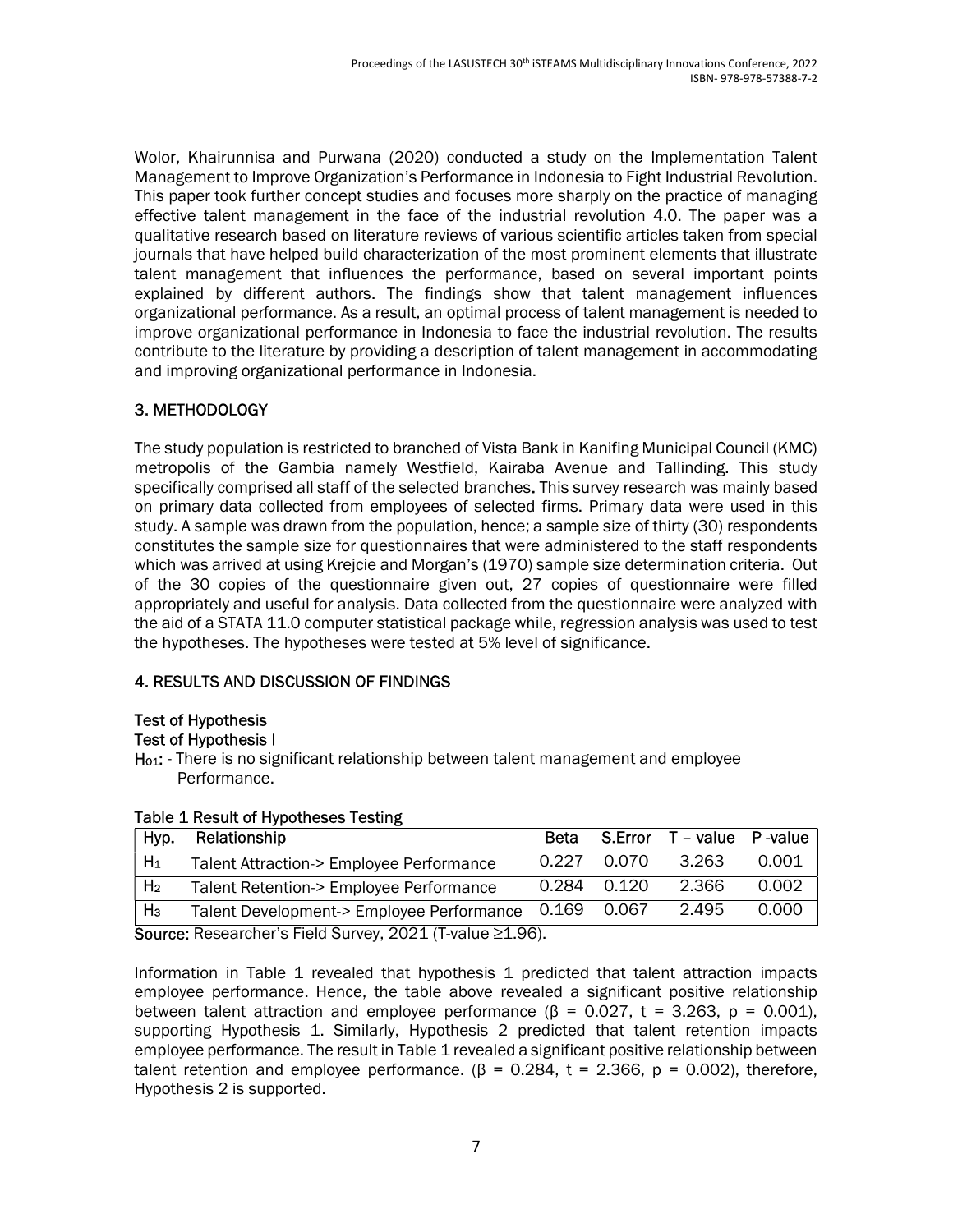Wolor, Khairunnisa and Purwana (2020) conducted a study on the Implementation Talent Management to Improve Organization's Performance in Indonesia to Fight Industrial Revolution. This paper took further concept studies and focuses more sharply on the practice of managing effective talent management in the face of the industrial revolution 4.0. The paper was a qualitative research based on literature reviews of various scientific articles taken from special journals that have helped build characterization of the most prominent elements that illustrate talent management that influences the performance, based on several important points explained by different authors. The findings show that talent management influences organizational performance. As a result, an optimal process of talent management is needed to improve organizational performance in Indonesia to face the industrial revolution. The results contribute to the literature by providing a description of talent management in accommodating and improving organizational performance in Indonesia.

## 3. METHODOLOGY

The study population is restricted to branched of Vista Bank in Kanifing Municipal Council (KMC) metropolis of the Gambia namely Westfield, Kairaba Avenue and Tallinding. This study specifically comprised all staff of the selected branches. This survey research was mainly based on primary data collected from employees of selected firms. Primary data were used in this study. A sample was drawn from the population, hence; a sample size of thirty (30) respondents constitutes the sample size for questionnaires that were administered to the staff respondents which was arrived at using Krejcie and Morgan's (1970) sample size determination criteria. Out of the 30 copies of the questionnaire given out, 27 copies of questionnaire were filled appropriately and useful for analysis. Data collected from the questionnaire were analyzed with the aid of a STATA 11.0 computer statistical package while, regression analysis was used to test the hypotheses. The hypotheses were tested at 5% level of significance.

## 4. RESULTS AND DISCUSSION OF FINDINGS

### Test of Hypothesis

#### Test of Hypothesis I

$H_{01}$: - There is no significant relationship between talent management and employee Performance.

**Table 1 Result of Hypotheses Testing**

| Hyp. | Relationship | Beta | S.Error | T – value | P -value |
|---|---|---|---|---|---|
| $H_1$ | Talent Attraction-> Employee Performance | 0.227 | 0.070 | 3.263 | 0.001 |
| $H_2$ | Talent Retention-> Employee Performance | 0.284 | 0.120 | 2.366 | 0.002 |
| $H_3$ | Talent Development-> Employee Performance | 0.169 | 0.067 | 2.495 | 0.000 |

**Source:** Researcher's Field Survey, 2021 (T-value ≥1.96).

Information in Table 1 revealed that hypothesis 1 predicted that talent attraction impacts employee performance. Hence, the table above revealed a significant positive relationship between talent attraction and employee performance ($\beta = 0.027$, $t = 3.263$, $p = 0.001$), supporting Hypothesis 1. Similarly, Hypothesis 2 predicted that talent retention impacts employee performance. The result in Table 1 revealed a significant positive relationship between talent retention and employee performance. ($\beta = 0.284$, $t = 2.366$, $p = 0.002$), therefore, Hypothesis 2 is supported.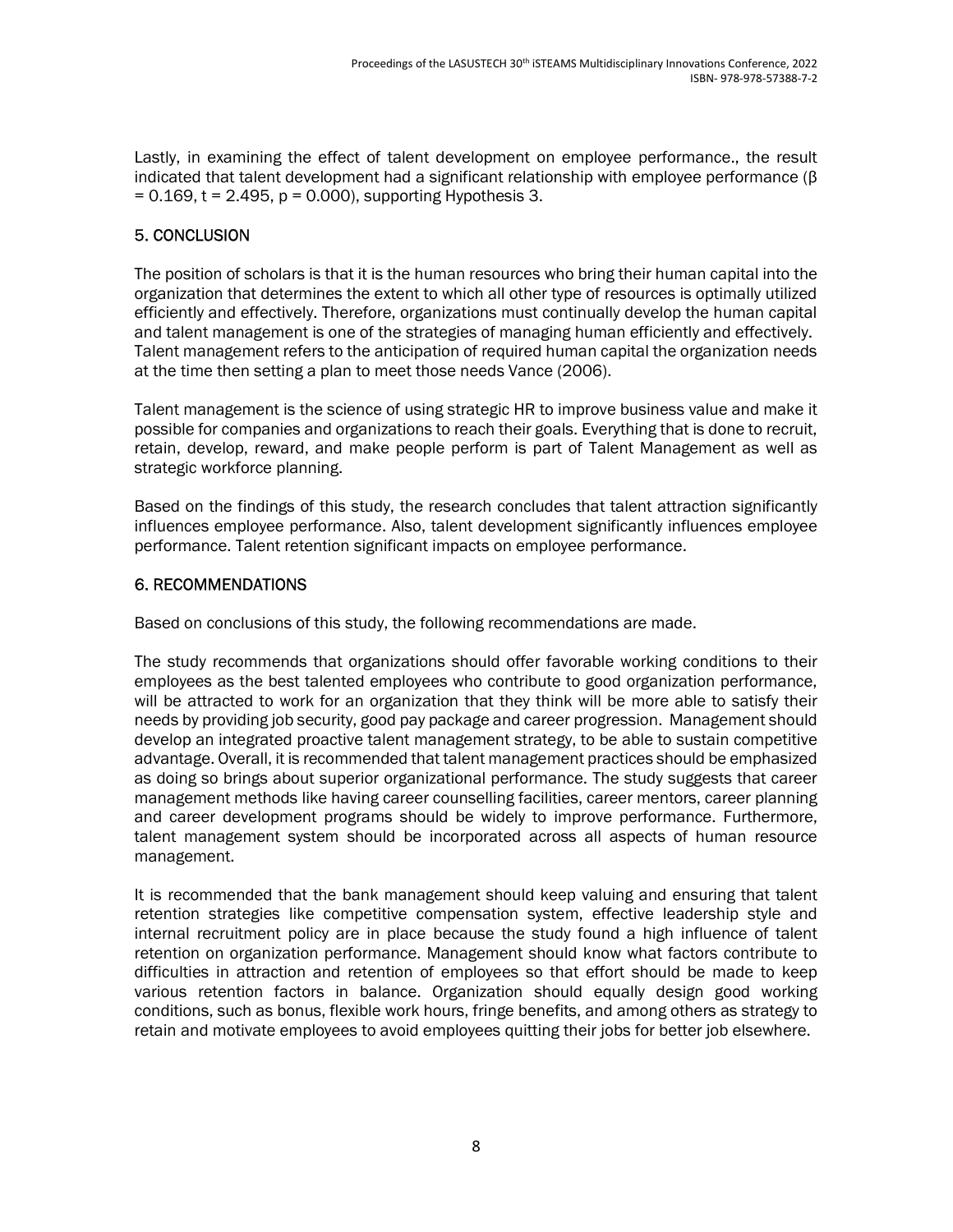Lastly, in examining the effect of talent development on employee performance., the result indicated that talent development had a significant relationship with employee performance ($\beta = 0.169$, $t = 2.495$, $p = 0.000$), supporting Hypothesis 3.

## 5. CONCLUSION

The position of scholars is that it is the human resources who bring their human capital into the organization that determines the extent to which all other type of resources is optimally utilized efficiently and effectively. Therefore, organizations must continually develop the human capital and talent management is one of the strategies of managing human efficiently and effectively. Talent management refers to the anticipation of required human capital the organization needs at the time then setting a plan to meet those needs Vance (2006).

Talent management is the science of using strategic HR to improve business value and make it possible for companies and organizations to reach their goals. Everything that is done to recruit, retain, develop, reward, and make people perform is part of Talent Management as well as strategic workforce planning.

Based on the findings of this study, the research concludes that talent attraction significantly influences employee performance. Also, talent development significantly influences employee performance. Talent retention significant impacts on employee performance.

## 6. RECOMMENDATIONS

Based on conclusions of this study, the following recommendations are made.

The study recommends that organizations should offer favorable working conditions to their employees as the best talented employees who contribute to good organization performance, will be attracted to work for an organization that they think will be more able to satisfy their needs by providing job security, good pay package and career progression. Management should develop an integrated proactive talent management strategy, to be able to sustain competitive advantage. Overall, it is recommended that talent management practices should be emphasized as doing so brings about superior organizational performance. The study suggests that career management methods like having career counselling facilities, career mentors, career planning and career development programs should be widely to improve performance. Furthermore, talent management system should be incorporated across all aspects of human resource management.

It is recommended that the bank management should keep valuing and ensuring that talent retention strategies like competitive compensation system, effective leadership style and internal recruitment policy are in place because the study found a high influence of talent retention on organization performance. Management should know what factors contribute to difficulties in attraction and retention of employees so that effort should be made to keep various retention factors in balance. Organization should equally design good working conditions, such as bonus, flexible work hours, fringe benefits, and among others as strategy to retain and motivate employees to avoid employees quitting their jobs for better job elsewhere.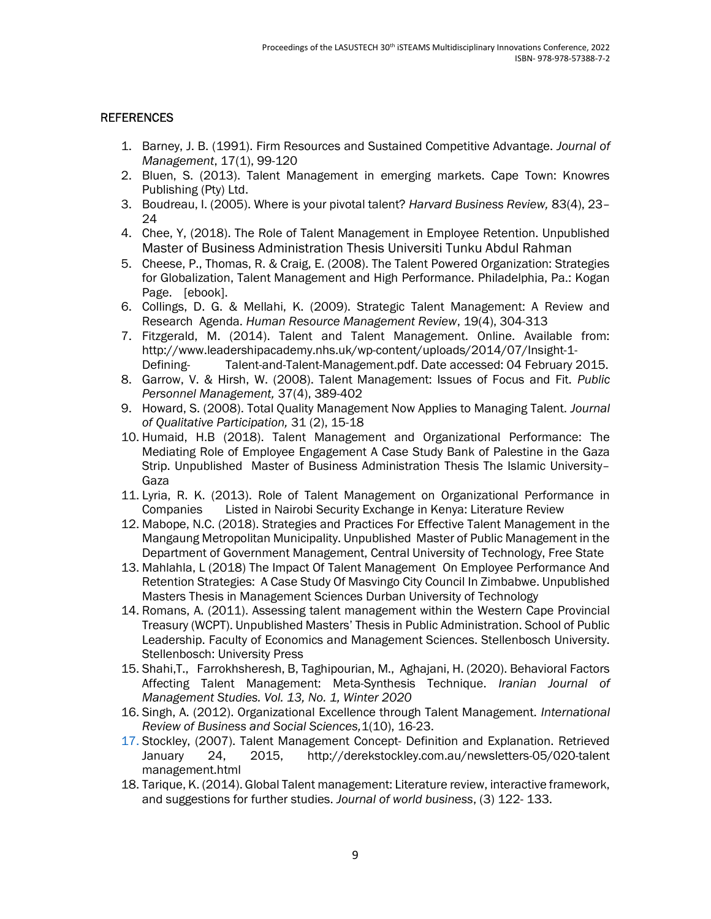## REFERENCES

1. Barney, J. B. (1991). Firm Resources and Sustained Competitive Advantage. *Journal of Management*, 17(1), 99-120
2. Bluen, S. (2013). Talent Management in emerging markets. Cape Town: Knowres Publishing (Pty) Ltd.
3. Boudreau, I. (2005). Where is your pivotal talent? *Harvard Business Review,* 83(4), 23–24
4. Chee, Y, (2018). The Role of Talent Management in Employee Retention. Unpublished Master of Business Administration Thesis Universiti Tunku Abdul Rahman
5. Cheese, P., Thomas, R. & Craig, E. (2008). The Talent Powered Organization: Strategies for Globalization, Talent Management and High Performance. Philadelphia, Pa.: Kogan Page. [ebook].
6. Collings, D. G. & Mellahi, K. (2009). Strategic Talent Management: A Review and Research Agenda. *Human Resource Management Review*, 19(4), 304-313
7. Fitzgerald, M. (2014). Talent and Talent Management. Online. Available from: http://www.leadershipacademy.nhs.uk/wp-content/uploads/2014/07/Insight-1-Defining- Talent-and-Talent-Management.pdf. Date accessed: 04 February 2015.
8. Garrow, V. & Hirsh, W. (2008). Talent Management: Issues of Focus and Fit. *Public Personnel Management,* 37(4), 389-402
9. Howard, S. (2008). Total Quality Management Now Applies to Managing Talent. *Journal of Qualitative Participation,* 31 (2), 15-18
10. Humaid, H.B (2018). Talent Management and Organizational Performance: The Mediating Role of Employee Engagement A Case Study Bank of Palestine in the Gaza Strip. Unpublished Master of Business Administration Thesis The Islamic University–Gaza
11. Lyria, R. K. (2013). Role of Talent Management on Organizational Performance in Companies Listed in Nairobi Security Exchange in Kenya: Literature Review
12. Mabope, N.C. (2018). Strategies and Practices For Effective Talent Management in the Mangaung Metropolitan Municipality. Unpublished Master of Public Management in the Department of Government Management, Central University of Technology, Free State
13. Mahlahla, L (2018) The Impact Of Talent Management On Employee Performance And Retention Strategies: A Case Study Of Masvingo City Council In Zimbabwe. Unpublished Masters Thesis in Management Sciences Durban University of Technology
14. Romans, A. (2011). Assessing talent management within the Western Cape Provincial Treasury (WCPT). Unpublished Masters' Thesis in Public Administration. School of Public Leadership. Faculty of Economics and Management Sciences. Stellenbosch University. Stellenbosch: University Press
15. Shahi,T., Farrokhsheresh, B, Taghipourian, M., Aghajani, H. (2020). Behavioral Factors Affecting Talent Management: Meta-Synthesis Technique. *Iranian Journal of Management Studies. Vol. 13, No. 1, Winter 2020*
16. Singh, A. (2012). Organizational Excellence through Talent Management. *International Review of Business and Social Sciences,*1(10), 16-23.
17. Stockley, (2007). Talent Management Concept- Definition and Explanation. Retrieved January 24, 2015, http://derekstockley.com.au/newsletters-05/020-talent management.html
18. Tarique, K. (2014). Global Talent management: Literature review, interactive framework, and suggestions for further studies. *Journal of world business*, (3) 122- 133.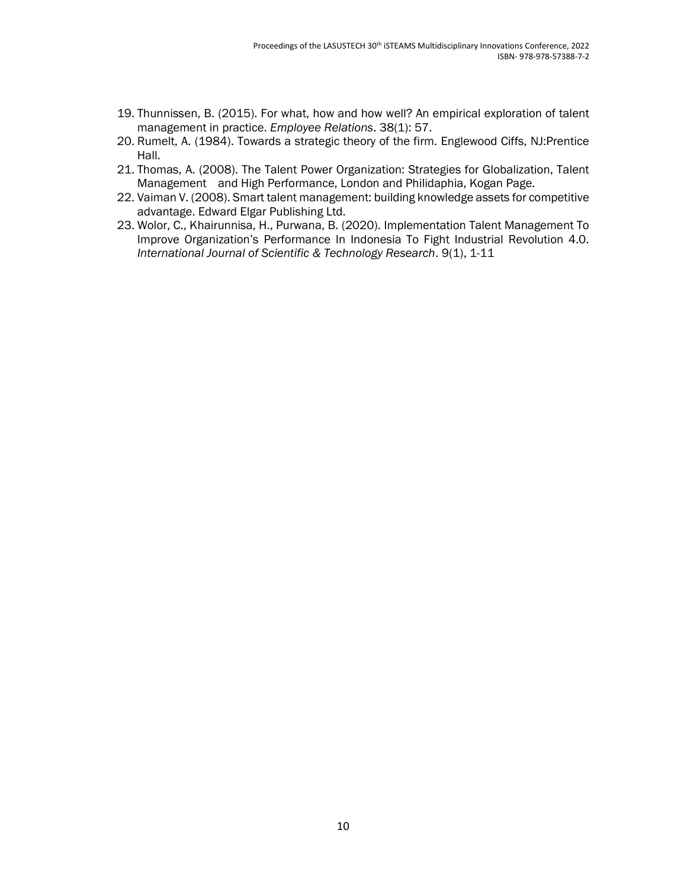19. Thunnissen, B. (2015). For what, how and how well? An empirical exploration of talent management in practice. *Employee Relations*. 38(1): 57.
20. Rumelt, A. (1984). Towards a strategic theory of the firm. Englewood Ciffs, NJ:Prentice Hall.
21. Thomas, A. (2008). The Talent Power Organization: Strategies for Globalization, Talent Management and High Performance, London and Philidaphia, Kogan Page.
22. Vaiman V. (2008). Smart talent management: building knowledge assets for competitive advantage. Edward Elgar Publishing Ltd.
23. Wolor, C., Khairunnisa, H., Purwana, B. (2020). Implementation Talent Management To Improve Organization's Performance In Indonesia To Fight Industrial Revolution 4.0. *International Journal of Scientific & Technology Research*. 9(1), 1-11